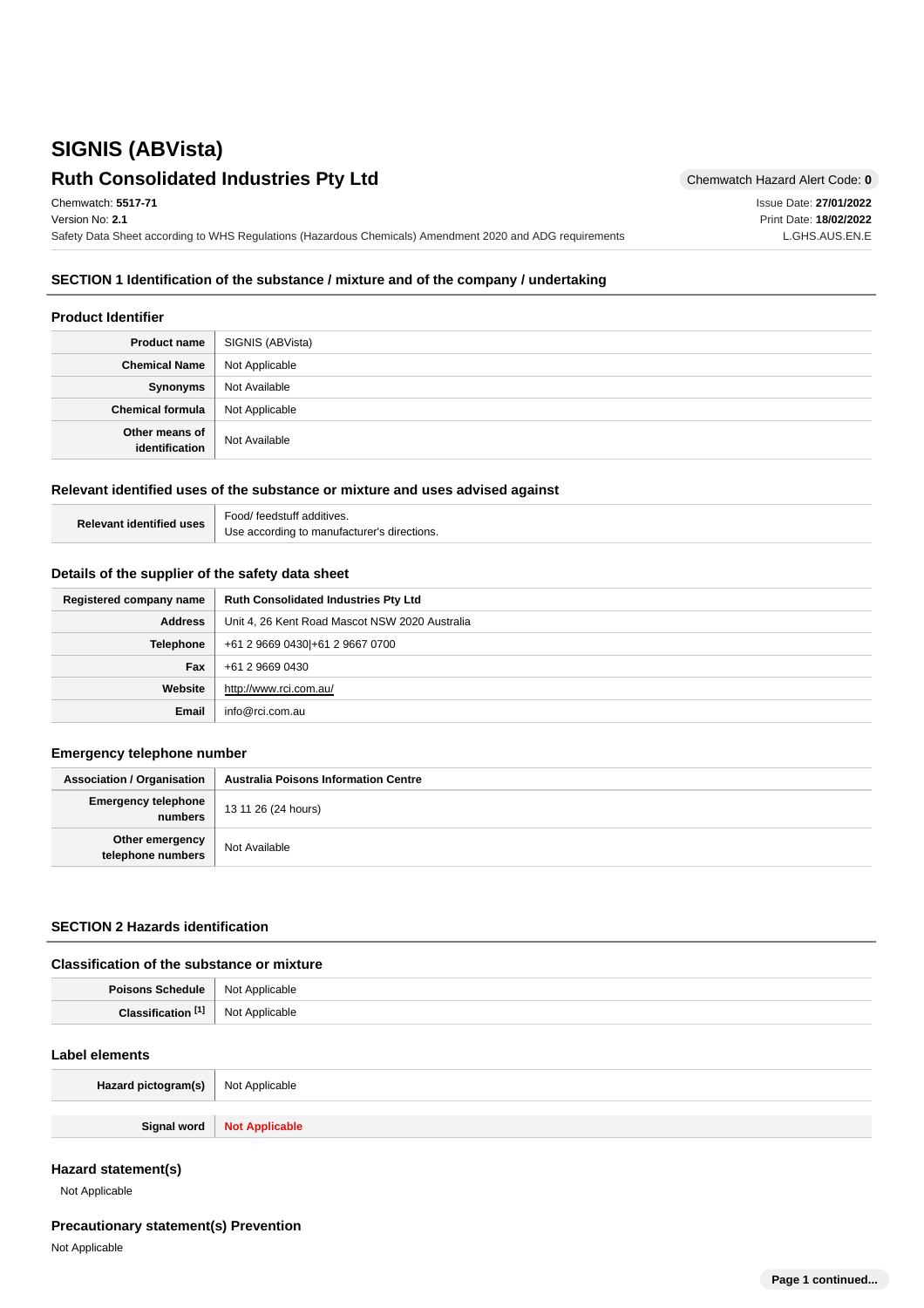# SIGNIS (ABVista)

## Ruth Consolidated Industries Pty Ltd

Chemwatch Hazard Alert Code: **0**

Chemwatch: **5517-71**
Version No: **2.1**
Safety Data Sheet according to WHS Regulations (Hazardous Chemicals) Amendment 2020 and ADG requirements

Issue Date: **27/01/2022**
Print Date: **18/02/2022**
L.GHS.AUS.EN.E

### SECTION 1 Identification of the substance / mixture and of the company / undertaking

#### Product Identifier

| | |
|---|---|
| **Product name** | SIGNIS (ABVista) |
| **Chemical Name** | Not Applicable |
| **Synonyms** | Not Available |
| **Chemical formula** | Not Applicable |
| **Other means of identification** | Not Available |

#### Relevant identified uses of the substance or mixture and uses advised against

| | |
|---|---|
| **Relevant identified uses** | Food/ feedstuff additives.<br>Use according to manufacturer's directions. |

#### Details of the supplier of the safety data sheet

| | |
|---|---|
| **Registered company name** | **Ruth Consolidated Industries Pty Ltd** |
| **Address** | Unit 4, 26 Kent Road Mascot NSW 2020 Australia |
| **Telephone** | +61 2 9669 0430\|+61 2 9667 0700 |
| **Fax** | +61 2 9669 0430 |
| **Website** | http://www.rci.com.au/ |
| **Email** | info@rci.com.au |

#### Emergency telephone number

| | |
|---|---|
| **Association / Organisation** | **Australia Poisons Information Centre** |
| **Emergency telephone numbers** | 13 11 26 (24 hours) |
| **Other emergency telephone numbers** | Not Available |

### SECTION 2 Hazards identification

#### Classification of the substance or mixture

| | |
|---|---|
| **Poisons Schedule** | Not Applicable |
| **Classification [1]** | Not Applicable |

#### Label elements

| | |
|---|---|
| **Hazard pictogram(s)** | Not Applicable |
| **Signal word** | **Not Applicable** |

#### Hazard statement(s)

Not Applicable

#### Precautionary statement(s) Prevention

Not Applicable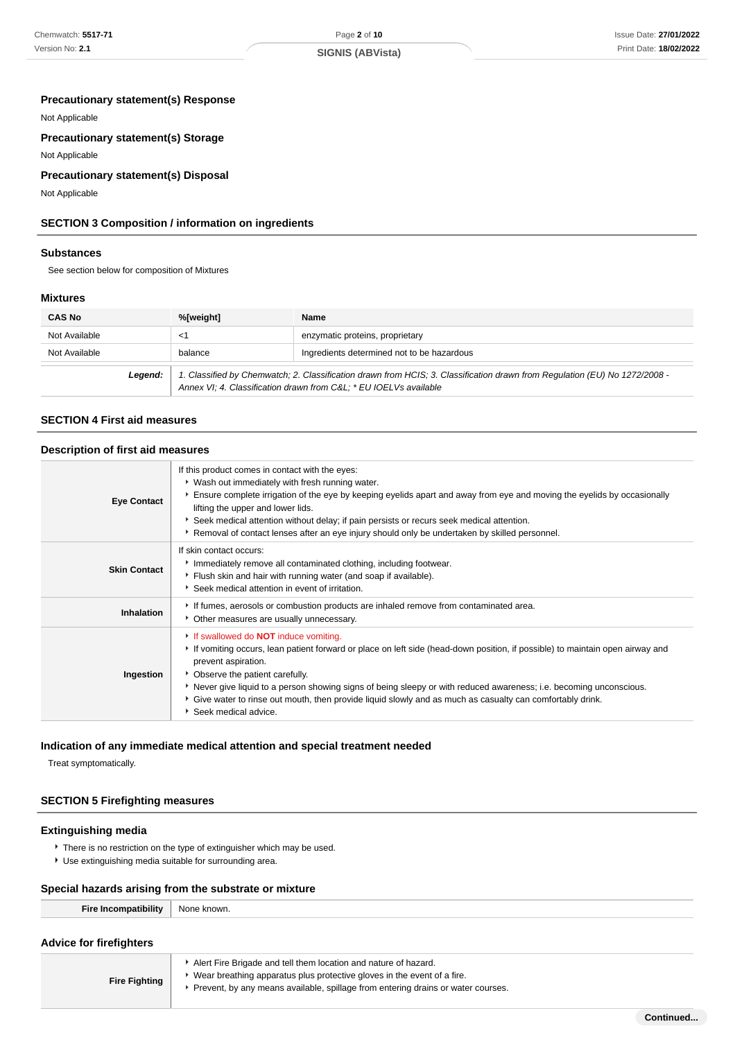### Precautionary statement(s) Response

Not Applicable

### Precautionary statement(s) Storage

Not Applicable

### Precautionary statement(s) Disposal

Not Applicable

## SECTION 3 Composition / information on ingredients

### Substances

See section below for composition of Mixtures

### Mixtures

| CAS No | %[weight] | Name |
| --- | --- | --- |
| Not Available | <1 | enzymatic proteins, proprietary |
| Not Available | balance | Ingredients determined not to be hazardous |
| ***Legend:*** | *1. Classified by Chemwatch; 2. Classification drawn from HCIS; 3. Classification drawn from Regulation (EU) No 1272/2008 - Annex VI; 4. Classification drawn from C&L; * EU IOELVs available* | |

## SECTION 4 First aid measures

### Description of first aid measures

| | |
| --- | --- |
| **Eye Contact** | If this product comes in contact with the eyes:<br>• Wash out immediately with fresh running water.<br>• Ensure complete irrigation of the eye by keeping eyelids apart and away from eye and moving the eyelids by occasionally lifting the upper and lower lids.<br>• Seek medical attention without delay; if pain persists or recurs seek medical attention.<br>• Removal of contact lenses after an eye injury should only be undertaken by skilled personnel. |
| **Skin Contact** | If skin contact occurs:<br>• Immediately remove all contaminated clothing, including footwear.<br>• Flush skin and hair with running water (and soap if available).<br>• Seek medical attention in event of irritation. |
| **Inhalation** | • If fumes, aerosols or combustion products are inhaled remove from contaminated area.<br>• Other measures are usually unnecessary. |
| **Ingestion** | • If swallowed do **NOT** induce vomiting.<br>• If vomiting occurs, lean patient forward or place on left side (head-down position, if possible) to maintain open airway and prevent aspiration.<br>• Observe the patient carefully.<br>• Never give liquid to a person showing signs of being sleepy or with reduced awareness; i.e. becoming unconscious.<br>• Give water to rinse out mouth, then provide liquid slowly and as much as casualty can comfortably drink.<br>• Seek medical advice. |

### Indication of any immediate medical attention and special treatment needed

Treat symptomatically.

## SECTION 5 Firefighting measures

### Extinguishing media

- There is no restriction on the type of extinguisher which may be used.
- Use extinguishing media suitable for surrounding area.

### Special hazards arising from the substrate or mixture

| | |
| --- | --- |
| **Fire Incompatibility** | None known. |

### Advice for firefighters

| | |
| --- | --- |
| **Fire Fighting** | • Alert Fire Brigade and tell them location and nature of hazard.<br>• Wear breathing apparatus plus protective gloves in the event of a fire.<br>• Prevent, by any means available, spillage from entering drains or water courses. |

**Continued...**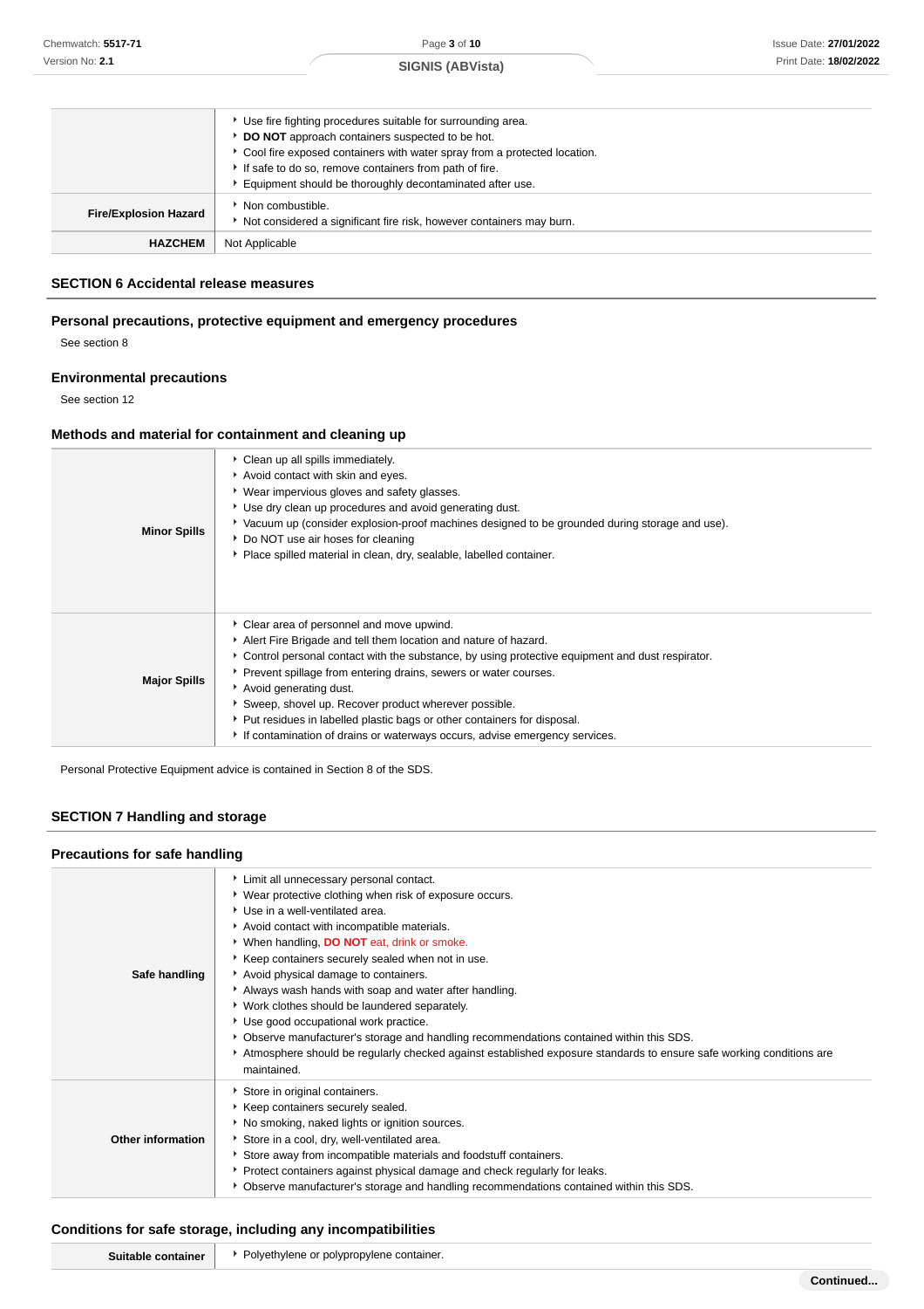|  |  |
|---|---|
|  | ▸ Use fire fighting procedures suitable for surrounding area.<br>▸ **DO NOT** approach containers suspected to be hot.<br>▸ Cool fire exposed containers with water spray from a protected location.<br>▸ If safe to do so, remove containers from path of fire.<br>▸ Equipment should be thoroughly decontaminated after use. |
| **Fire/Explosion Hazard** | ▸ Non combustible.<br>▸ Not considered a significant fire risk, however containers may burn. |
| **HAZCHEM** | Not Applicable |

## SECTION 6 Accidental release measures

### Personal precautions, protective equipment and emergency procedures

See section 8

### Environmental precautions

See section 12

### Methods and material for containment and cleaning up

|  |  |
|---|---|
| **Minor Spills** | ▸ Clean up all spills immediately.<br>▸ Avoid contact with skin and eyes.<br>▸ Wear impervious gloves and safety glasses.<br>▸ Use dry clean up procedures and avoid generating dust.<br>▸ Vacuum up (consider explosion-proof machines designed to be grounded during storage and use).<br>▸ Do NOT use air hoses for cleaning<br>▸ Place spilled material in clean, dry, sealable, labelled container. |
| **Major Spills** | ▸ Clear area of personnel and move upwind.<br>▸ Alert Fire Brigade and tell them location and nature of hazard.<br>▸ Control personal contact with the substance, by using protective equipment and dust respirator.<br>▸ Prevent spillage from entering drains, sewers or water courses.<br>▸ Avoid generating dust.<br>▸ Sweep, shovel up. Recover product wherever possible.<br>▸ Put residues in labelled plastic bags or other containers for disposal.<br>▸ If contamination of drains or waterways occurs, advise emergency services. |

Personal Protective Equipment advice is contained in Section 8 of the SDS.

## SECTION 7 Handling and storage

### Precautions for safe handling

|  |  |
|---|---|
| **Safe handling** | ▸ Limit all unnecessary personal contact.<br>▸ Wear protective clothing when risk of exposure occurs.<br>▸ Use in a well-ventilated area.<br>▸ Avoid contact with incompatible materials.<br>▸ When handling, **DO NOT** eat, drink or smoke.<br>▸ Keep containers securely sealed when not in use.<br>▸ Avoid physical damage to containers.<br>▸ Always wash hands with soap and water after handling.<br>▸ Work clothes should be laundered separately.<br>▸ Use good occupational work practice.<br>▸ Observe manufacturer's storage and handling recommendations contained within this SDS.<br>▸ Atmosphere should be regularly checked against established exposure standards to ensure safe working conditions are maintained. |
| **Other information** | ▸ Store in original containers.<br>▸ Keep containers securely sealed.<br>▸ No smoking, naked lights or ignition sources.<br>▸ Store in a cool, dry, well-ventilated area.<br>▸ Store away from incompatible materials and foodstuff containers.<br>▸ Protect containers against physical damage and check regularly for leaks.<br>▸ Observe manufacturer's storage and handling recommendations contained within this SDS. |

### Conditions for safe storage, including any incompatibilities

|  |  |
|---|---|
| **Suitable container** | ▸ Polyethylene or polypropylene container. |

Continued...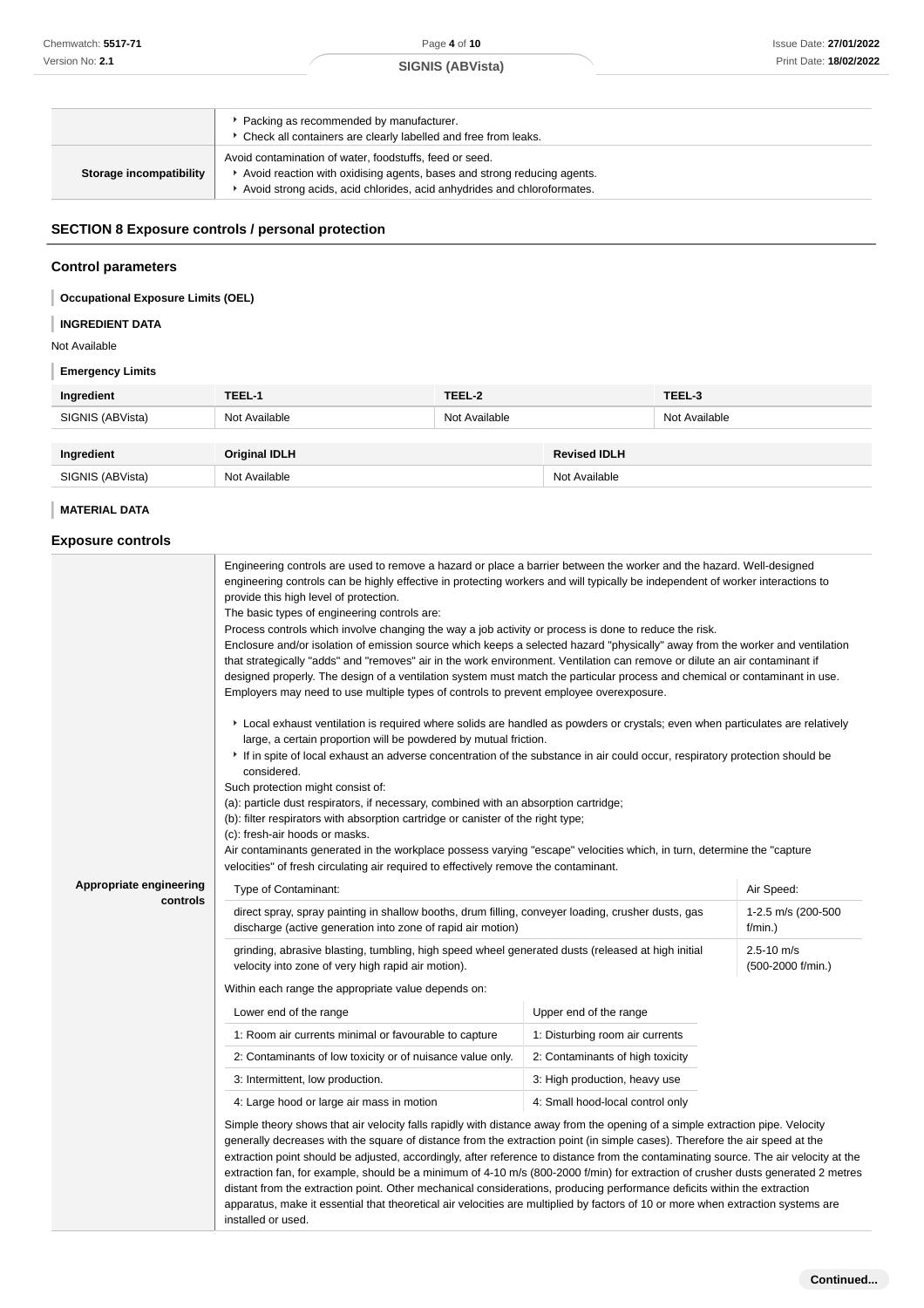| | |
|---|---|
| | ‣ Packing as recommended by manufacturer.<br>‣ Check all containers are clearly labelled and free from leaks. |
| **Storage incompatibility** | Avoid contamination of water, foodstuffs, feed or seed.<br>‣ Avoid reaction with oxidising agents, bases and strong reducing agents.<br>‣ Avoid strong acids, acid chlorides, acid anhydrides and chloroformates. |

## SECTION 8 Exposure controls / personal protection

### Control parameters

**Occupational Exposure Limits (OEL)**

**INGREDIENT DATA**

Not Available

**Emergency Limits**

| Ingredient | TEEL-1 | TEEL-2 | TEEL-3 |
|---|---|---|---|
| SIGNIS (ABVista) | Not Available | Not Available | Not Available |

| Ingredient | Original IDLH | Revised IDLH |
|---|---|---|
| SIGNIS (ABVista) | Not Available | Not Available |

**MATERIAL DATA**

### Exposure controls

**Appropriate engineering controls**

Engineering controls are used to remove a hazard or place a barrier between the worker and the hazard. Well-designed engineering controls can be highly effective in protecting workers and will typically be independent of worker interactions to provide this high level of protection.
The basic types of engineering controls are:
Process controls which involve changing the way a job activity or process is done to reduce the risk.
Enclosure and/or isolation of emission source which keeps a selected hazard "physically" away from the worker and ventilation that strategically "adds" and "removes" air in the work environment. Ventilation can remove or dilute an air contaminant if designed properly. The design of a ventilation system must match the particular process and chemical or contaminant in use.
Employers may need to use multiple types of controls to prevent employee overexposure.

- Local exhaust ventilation is required where solids are handled as powders or crystals; even when particulates are relatively large, a certain proportion will be powdered by mutual friction.
- If in spite of local exhaust an adverse concentration of the substance in air could occur, respiratory protection should be considered.

Such protection might consist of:
(a): particle dust respirators, if necessary, combined with an absorption cartridge;
(b): filter respirators with absorption cartridge or canister of the right type;
(c): fresh-air hoods or masks.
Air contaminants generated in the workplace possess varying "escape" velocities which, in turn, determine the "capture velocities" of fresh circulating air required to effectively remove the contaminant.

| Type of Contaminant: | Air Speed: |
|---|---|
| direct spray, spray painting in shallow booths, drum filling, conveyer loading, crusher dusts, gas discharge (active generation into zone of rapid air motion) | 1-2.5 m/s (200-500 f/min.) |
| grinding, abrasive blasting, tumbling, high speed wheel generated dusts (released at high initial velocity into zone of very high rapid air motion). | 2.5-10 m/s (500-2000 f/min.) |

Within each range the appropriate value depends on:

| Lower end of the range | Upper end of the range |
|---|---|
| 1: Room air currents minimal or favourable to capture | 1: Disturbing room air currents |
| 2: Contaminants of low toxicity or of nuisance value only. | 2: Contaminants of high toxicity |
| 3: Intermittent, low production. | 3: High production, heavy use |
| 4: Large hood or large air mass in motion | 4: Small hood-local control only |

Simple theory shows that air velocity falls rapidly with distance away from the opening of a simple extraction pipe. Velocity generally decreases with the square of distance from the extraction point (in simple cases). Therefore the air speed at the extraction point should be adjusted, accordingly, after reference to distance from the contaminating source. The air velocity at the extraction fan, for example, should be a minimum of 4-10 m/s (800-2000 f/min) for extraction of crusher dusts generated 2 metres distant from the extraction point. Other mechanical considerations, producing performance deficits within the extraction apparatus, make it essential that theoretical air velocities are multiplied by factors of 10 or more when extraction systems are installed or used.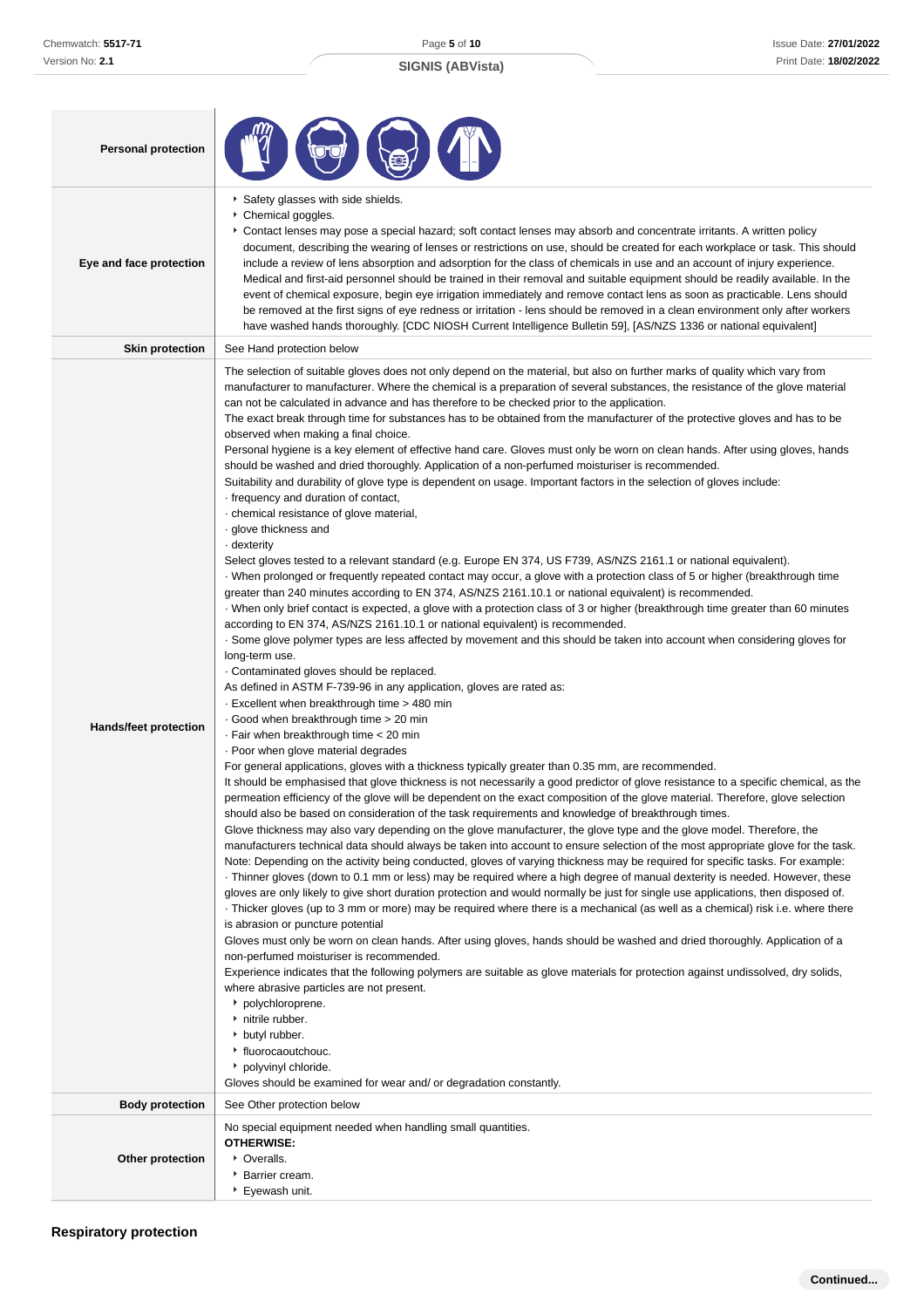| | |
|---|---|
| **Personal protection** | |
| **Eye and face protection** | ▸ Safety glasses with side shields.<br>▸ Chemical goggles.<br>▸ Contact lenses may pose a special hazard; soft contact lenses may absorb and concentrate irritants. A written policy document, describing the wearing of lenses or restrictions on use, should be created for each workplace or task. This should include a review of lens absorption and adsorption for the class of chemicals in use and an account of injury experience. Medical and first-aid personnel should be trained in their removal and suitable equipment should be readily available. In the event of chemical exposure, begin eye irrigation immediately and remove contact lens as soon as practicable. Lens should be removed at the first signs of eye redness or irritation - lens should be removed in a clean environment only after workers have washed hands thoroughly. [CDC NIOSH Current Intelligence Bulletin 59], [AS/NZS 1336 or national equivalent] |
| **Skin protection** | See Hand protection below |
| **Hands/feet protection** | The selection of suitable gloves does not only depend on the material, but also on further marks of quality which vary from manufacturer to manufacturer. Where the chemical is a preparation of several substances, the resistance of the glove material can not be calculated in advance and has therefore to be checked prior to the application.<br>The exact break through time for substances has to be obtained from the manufacturer of the protective gloves and has to be observed when making a final choice.<br>Personal hygiene is a key element of effective hand care. Gloves must only be worn on clean hands. After using gloves, hands should be washed and dried thoroughly. Application of a non-perfumed moisturiser is recommended.<br>Suitability and durability of glove type is dependent on usage. Important factors in the selection of gloves include:<br>· frequency and duration of contact,<br>· chemical resistance of glove material,<br>· glove thickness and<br>· dexterity<br>Select gloves tested to a relevant standard (e.g. Europe EN 374, US F739, AS/NZS 2161.1 or national equivalent).<br>· When prolonged or frequently repeated contact may occur, a glove with a protection class of 5 or higher (breakthrough time greater than 240 minutes according to EN 374, AS/NZS 2161.10.1 or national equivalent) is recommended.<br>· When only brief contact is expected, a glove with a protection class of 3 or higher (breakthrough time greater than 60 minutes according to EN 374, AS/NZS 2161.10.1 or national equivalent) is recommended.<br>· Some glove polymer types are less affected by movement and this should be taken into account when considering gloves for long-term use.<br>· Contaminated gloves should be replaced.<br>As defined in ASTM F-739-96 in any application, gloves are rated as:<br>· Excellent when breakthrough time > 480 min<br>· Good when breakthrough time > 20 min<br>· Fair when breakthrough time < 20 min<br>· Poor when glove material degrades<br>For general applications, gloves with a thickness typically greater than 0.35 mm, are recommended.<br>It should be emphasised that glove thickness is not necessarily a good predictor of glove resistance to a specific chemical, as the permeation efficiency of the glove will be dependent on the exact composition of the glove material. Therefore, glove selection should also be based on consideration of the task requirements and knowledge of breakthrough times.<br>Glove thickness may also vary depending on the glove manufacturer, the glove type and the glove model. Therefore, the manufacturers technical data should always be taken into account to ensure selection of the most appropriate glove for the task.<br>Note: Depending on the activity being conducted, gloves of varying thickness may be required for specific tasks. For example:<br>· Thinner gloves (down to 0.1 mm or less) may be required where a high degree of manual dexterity is needed. However, these gloves are only likely to give short duration protection and would normally be just for single use applications, then disposed of.<br>· Thicker gloves (up to 3 mm or more) may be required where there is a mechanical (as well as a chemical) risk i.e. where there is abrasion or puncture potential<br>Gloves must only be worn on clean hands. After using gloves, hands should be washed and dried thoroughly. Application of a non-perfumed moisturiser is recommended.<br>Experience indicates that the following polymers are suitable as glove materials for protection against undissolved, dry solids, where abrasive particles are not present.<br>▸ polychloroprene.<br>▸ nitrile rubber.<br>▸ butyl rubber.<br>▸ fluorocaoutchouc.<br>▸ polyvinyl chloride.<br>Gloves should be examined for wear and/ or degradation constantly. |
| **Body protection** | See Other protection below |
| **Other protection** | No special equipment needed when handling small quantities.<br>**OTHERWISE:**<br>▸ Overalls.<br>▸ Barrier cream.<br>▸ Eyewash unit. |

### Respiratory protection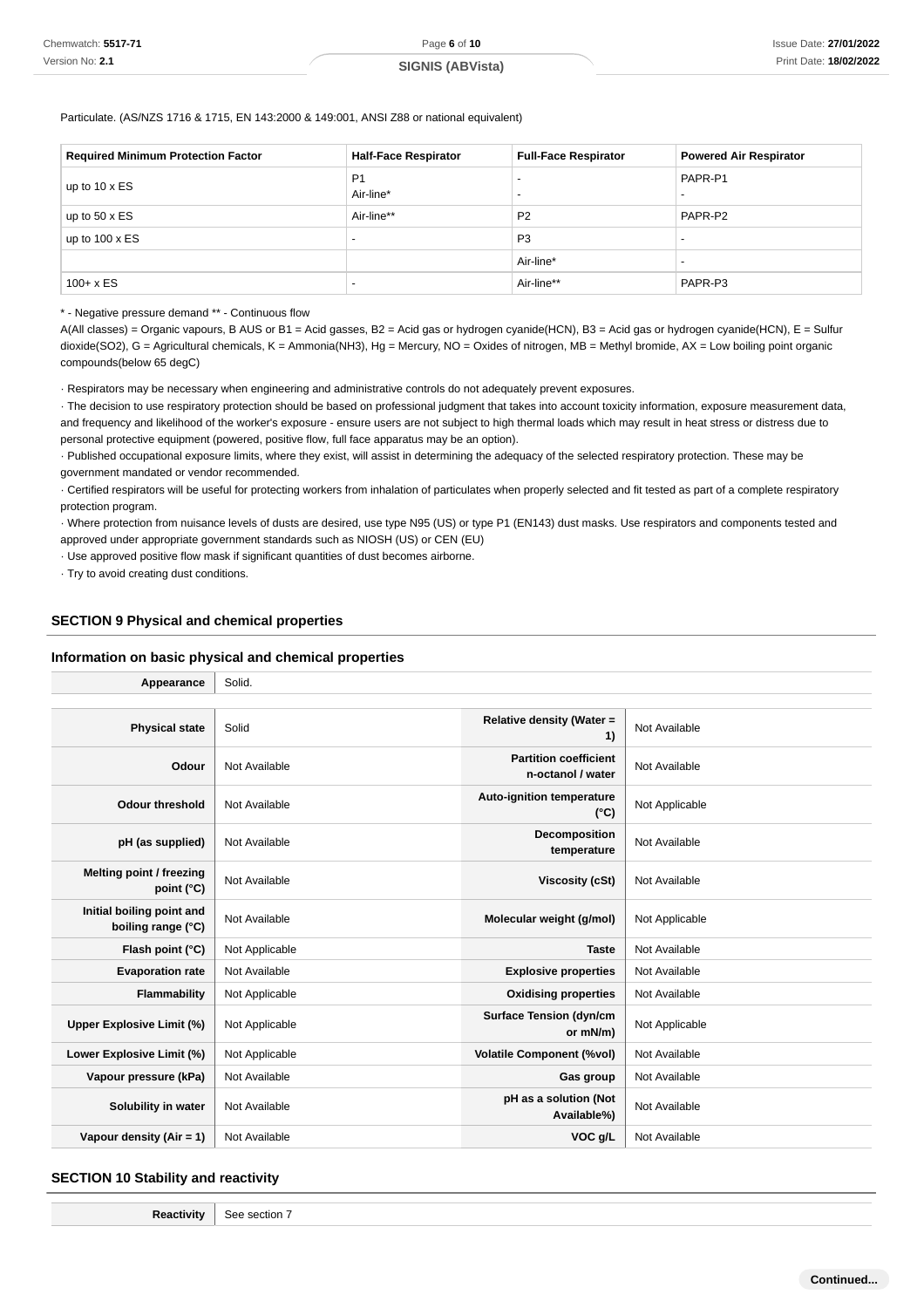Particulate. (AS/NZS 1716 & 1715, EN 143:2000 & 149:001, ANSI Z88 or national equivalent)

| Required Minimum Protection Factor | Half-Face Respirator | Full-Face Respirator | Powered Air Respirator |
|---|---|---|---|
| up to 10 x ES | P1<br>Air-line* | -<br>- | PAPR-P1<br>- |
| up to 50 x ES | Air-line** | P2 | PAPR-P2 |
| up to 100 x ES | - | P3 | - |
| | | Air-line* | - |
| 100+ x ES | - | Air-line** | PAPR-P3 |

* - Negative pressure demand ** - Continuous flow

A(All classes) = Organic vapours, B AUS or B1 = Acid gasses, B2 = Acid gas or hydrogen cyanide(HCN), B3 = Acid gas or hydrogen cyanide(HCN), E = Sulfur dioxide(SO2), G = Agricultural chemicals, K = Ammonia(NH3), Hg = Mercury, NO = Oxides of nitrogen, MB = Methyl bromide, AX = Low boiling point organic compounds(below 65 degC)

- Respirators may be necessary when engineering and administrative controls do not adequately prevent exposures.
- The decision to use respiratory protection should be based on professional judgment that takes into account toxicity information, exposure measurement data, and frequency and likelihood of the worker's exposure - ensure users are not subject to high thermal loads which may result in heat stress or distress due to personal protective equipment (powered, positive flow, full face apparatus may be an option).
- Published occupational exposure limits, where they exist, will assist in determining the adequacy of the selected respiratory protection. These may be government mandated or vendor recommended.
- Certified respirators will be useful for protecting workers from inhalation of particulates when properly selected and fit tested as part of a complete respiratory protection program.
- Where protection from nuisance levels of dusts are desired, use type N95 (US) or type P1 (EN143) dust masks. Use respirators and components tested and approved under appropriate government standards such as NIOSH (US) or CEN (EU)
- Use approved positive flow mask if significant quantities of dust becomes airborne.
- Try to avoid creating dust conditions.

## SECTION 9 Physical and chemical properties

### Information on basic physical and chemical properties

| Appearance | Solid. | | |
|---|---|---|---|
| **Physical state** | Solid | **Relative density (Water = 1)** | Not Available |
| **Odour** | Not Available | **Partition coefficient n-octanol / water** | Not Available |
| **Odour threshold** | Not Available | **Auto-ignition temperature (°C)** | Not Applicable |
| **pH (as supplied)** | Not Available | **Decomposition temperature** | Not Available |
| **Melting point / freezing point (°C)** | Not Available | **Viscosity (cSt)** | Not Available |
| **Initial boiling point and boiling range (°C)** | Not Available | **Molecular weight (g/mol)** | Not Applicable |
| **Flash point (°C)** | Not Applicable | **Taste** | Not Available |
| **Evaporation rate** | Not Available | **Explosive properties** | Not Available |
| **Flammability** | Not Applicable | **Oxidising properties** | Not Available |
| **Upper Explosive Limit (%)** | Not Applicable | **Surface Tension (dyn/cm or mN/m)** | Not Applicable |
| **Lower Explosive Limit (%)** | Not Applicable | **Volatile Component (%vol)** | Not Available |
| **Vapour pressure (kPa)** | Not Available | **Gas group** | Not Available |
| **Solubility in water** | Not Available | **pH as a solution (Not Available%)** | Not Available |
| **Vapour density (Air = 1)** | Not Available | **VOC g/L** | Not Available |

## SECTION 10 Stability and reactivity

| Reactivity | See section 7 |
|---|---|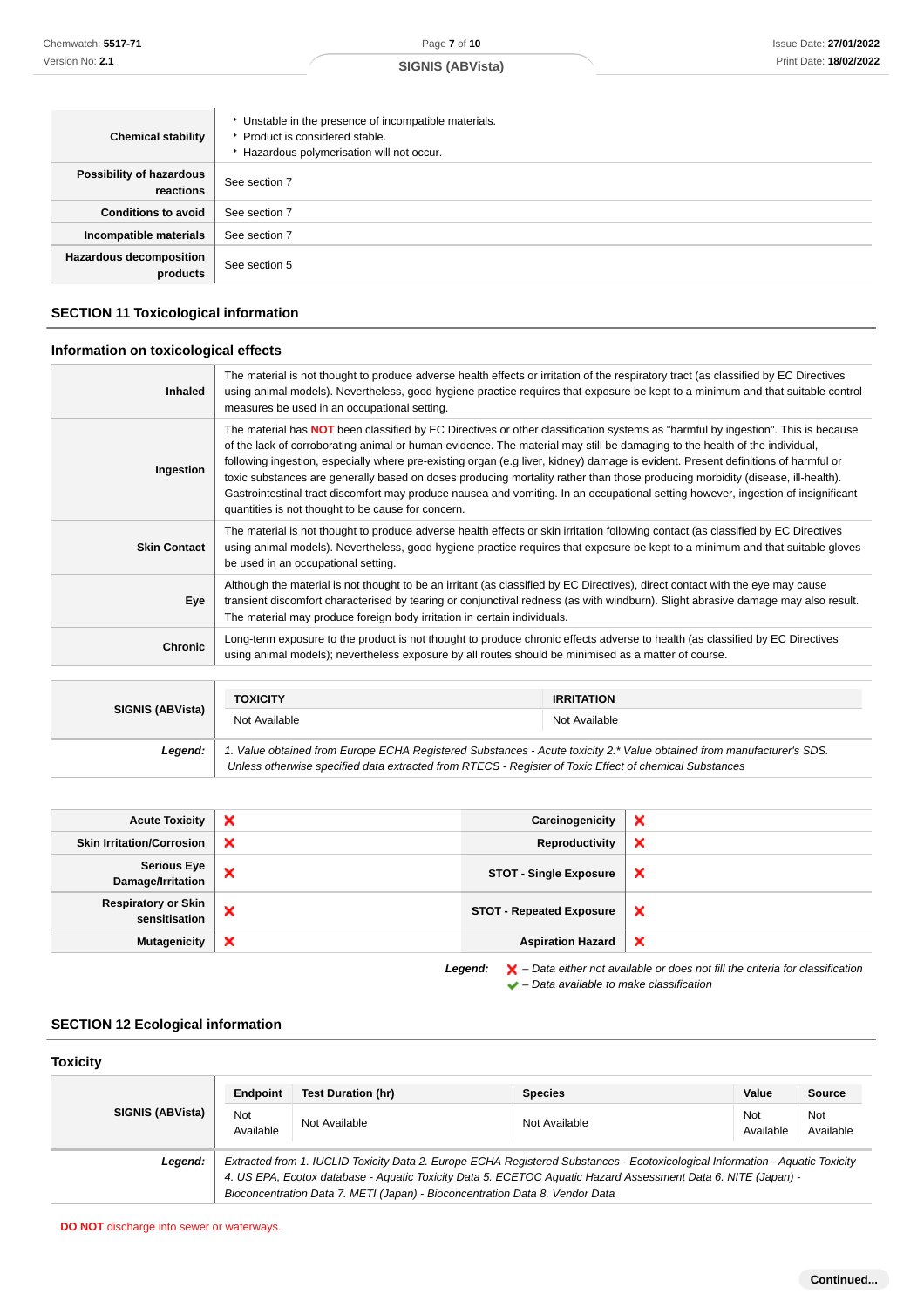| | |
|---|---|
| **Chemical stability** | ‣ Unstable in the presence of incompatible materials.<br>‣ Product is considered stable.<br>‣ Hazardous polymerisation will not occur. |
| **Possibility of hazardous reactions** | See section 7 |
| **Conditions to avoid** | See section 7 |
| **Incompatible materials** | See section 7 |
| **Hazardous decomposition products** | See section 5 |

## SECTION 11 Toxicological information

### Information on toxicological effects

| | |
|---|---|
| **Inhaled** | The material is not thought to produce adverse health effects or irritation of the respiratory tract (as classified by EC Directives using animal models). Nevertheless, good hygiene practice requires that exposure be kept to a minimum and that suitable control measures be used in an occupational setting. |
| **Ingestion** | The material has **NOT** been classified by EC Directives or other classification systems as "harmful by ingestion". This is because of the lack of corroborating animal or human evidence. The material may still be damaging to the health of the individual, following ingestion, especially where pre-existing organ (e.g liver, kidney) damage is evident. Present definitions of harmful or toxic substances are generally based on doses producing mortality rather than those producing morbidity (disease, ill-health). Gastrointestinal tract discomfort may produce nausea and vomiting. In an occupational setting however, ingestion of insignificant quantities is not thought to be cause for concern. |
| **Skin Contact** | The material is not thought to produce adverse health effects or skin irritation following contact (as classified by EC Directives using animal models). Nevertheless, good hygiene practice requires that exposure be kept to a minimum and that suitable gloves be used in an occupational setting. |
| **Eye** | Although the material is not thought to be an irritant (as classified by EC Directives), direct contact with the eye may cause transient discomfort characterised by tearing or conjunctival redness (as with windburn). Slight abrasive damage may also result. The material may produce foreign body irritation in certain individuals. |
| **Chronic** | Long-term exposure to the product is not thought to produce chronic effects adverse to health (as classified by EC Directives using animal models); nevertheless exposure by all routes should be minimised as a matter of course. |

| | TOXICITY | IRRITATION |
|---|---|---|
| **SIGNIS (ABVista)** | Not Available | Not Available |
| ***Legend:*** | *1. Value obtained from Europe ECHA Registered Substances - Acute toxicity 2.* Value obtained from manufacturer's SDS. Unless otherwise specified data extracted from RTECS - Register of Toxic Effect of chemical Substances* | |

| | | | |
|---|---|---|---|
| **Acute Toxicity** | ❌ | **Carcinogenicity** | ❌ |
| **Skin Irritation/Corrosion** | ❌ | **Reproductivity** | ❌ |
| **Serious Eye Damage/Irritation** | ❌ | **STOT - Single Exposure** | ❌ |
| **Respiratory or Skin sensitisation** | ❌ | **STOT - Repeated Exposure** | ❌ |
| **Mutagenicity** | ❌ | **Aspiration Hazard** | ❌ |

***Legend:*** ❌ *– Data either not available or does not fill the criteria for classification*
✔ *– Data available to make classification*

## SECTION 12 Ecological information

### Toxicity

| | Endpoint | Test Duration (hr) | Species | Value | Source |
|---|---|---|---|---|---|
| **SIGNIS (ABVista)** | Not Available | Not Available | Not Available | Not Available | Not Available |
| ***Legend:*** | *Extracted from 1. IUCLID Toxicity Data 2. Europe ECHA Registered Substances - Ecotoxicological Information - Aquatic Toxicity 4. US EPA, Ecotox database - Aquatic Toxicity Data 5. ECETOC Aquatic Hazard Assessment Data 6. NITE (Japan) - Bioconcentration Data 7. METI (Japan) - Bioconcentration Data 8. Vendor Data* | | | | |

**DO NOT** discharge into sewer or waterways.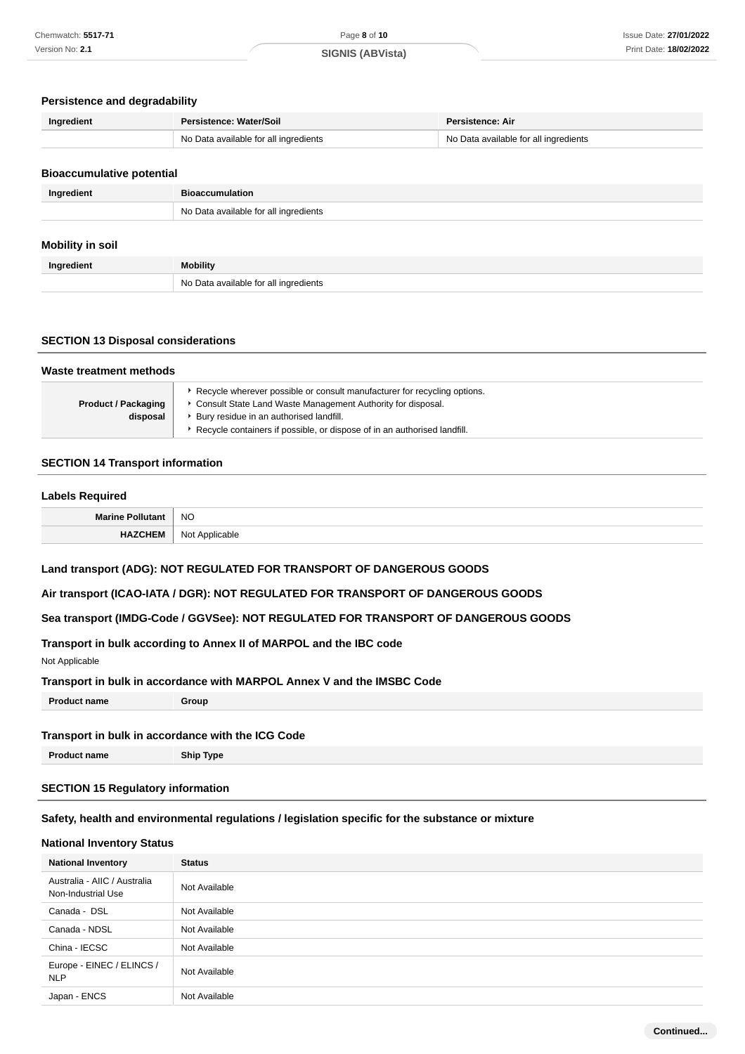### Persistence and degradability

| Ingredient | Persistence: Water/Soil | Persistence: Air |
| --- | --- | --- |
| | No Data available for all ingredients | No Data available for all ingredients |

### Bioaccumulative potential

| Ingredient | Bioaccumulation |
| --- | --- |
| | No Data available for all ingredients |

### Mobility in soil

| Ingredient | Mobility |
| --- | --- |
| | No Data available for all ingredients |

## SECTION 13 Disposal considerations

### Waste treatment methods

| | |
| --- | --- |
| **Product / Packaging disposal** | ‣ Recycle wherever possible or consult manufacturer for recycling options.<br>‣ Consult State Land Waste Management Authority for disposal.<br>‣ Bury residue in an authorised landfill.<br>‣ Recycle containers if possible, or dispose of in an authorised landfill. |

## SECTION 14 Transport information

### Labels Required

| | |
| --- | --- |
| **Marine Pollutant** | NO |
| **HAZCHEM** | Not Applicable |

### Land transport (ADG): NOT REGULATED FOR TRANSPORT OF DANGEROUS GOODS

### Air transport (ICAO-IATA / DGR): NOT REGULATED FOR TRANSPORT OF DANGEROUS GOODS

### Sea transport (IMDG-Code / GGVSee): NOT REGULATED FOR TRANSPORT OF DANGEROUS GOODS

### Transport in bulk according to Annex II of MARPOL and the IBC code

Not Applicable

### Transport in bulk in accordance with MARPOL Annex V and the IMSBC Code

| Product name | Group |
| --- | --- |

### Transport in bulk in accordance with the ICG Code

| Product name | Ship Type |
| --- | --- |

## SECTION 15 Regulatory information

### Safety, health and environmental regulations / legislation specific for the substance or mixture

### National Inventory Status

| National Inventory | Status |
| --- | --- |
| Australia - AIIC / Australia Non-Industrial Use | Not Available |
| Canada - DSL | Not Available |
| Canada - NDSL | Not Available |
| China - IECSC | Not Available |
| Europe - EINEC / ELINCS / NLP | Not Available |
| Japan - ENCS | Not Available |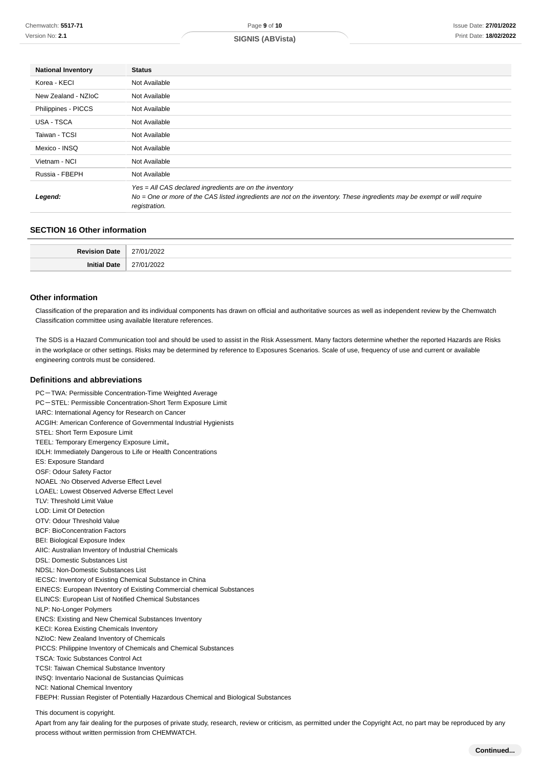| National Inventory | Status |
| --- | --- |
| Korea - KECI | Not Available |
| New Zealand - NZIoC | Not Available |
| Philippines - PICCS | Not Available |
| USA - TSCA | Not Available |
| Taiwan - TCSI | Not Available |
| Mexico - INSQ | Not Available |
| Vietnam - NCI | Not Available |
| Russia - FBEPH | Not Available |
| ***Legend:*** | *Yes = All CAS declared ingredients are on the inventory*<br>*No = One or more of the CAS listed ingredients are not on the inventory. These ingredients may be exempt or will require registration.* |

## SECTION 16 Other information

| | |
| --- | --- |
| **Revision Date** | 27/01/2022 |
| **Initial Date** | 27/01/2022 |

### Other information

Classification of the preparation and its individual components has drawn on official and authoritative sources as well as independent review by the Chemwatch Classification committee using available literature references.

The SDS is a Hazard Communication tool and should be used to assist in the Risk Assessment. Many factors determine whether the reported Hazards are Risks in the workplace or other settings. Risks may be determined by reference to Exposures Scenarios. Scale of use, frequency of use and current or available engineering controls must be considered.

### Definitions and abbreviations

PC－TWA: Permissible Concentration-Time Weighted Average
PC－STEL: Permissible Concentration-Short Term Exposure Limit
IARC: International Agency for Research on Cancer
ACGIH: American Conference of Governmental Industrial Hygienists
STEL: Short Term Exposure Limit
TEEL: Temporary Emergency Exposure Limit。
IDLH: Immediately Dangerous to Life or Health Concentrations
ES: Exposure Standard
OSF: Odour Safety Factor
NOAEL :No Observed Adverse Effect Level
LOAEL: Lowest Observed Adverse Effect Level
TLV: Threshold Limit Value
LOD: Limit Of Detection
OTV: Odour Threshold Value
BCF: BioConcentration Factors
BEI: Biological Exposure Index
AIIC: Australian Inventory of Industrial Chemicals
DSL: Domestic Substances List
NDSL: Non-Domestic Substances List
IECSC: Inventory of Existing Chemical Substance in China
EINECS: European INventory of Existing Commercial chemical Substances
ELINCS: European List of Notified Chemical Substances
NLP: No-Longer Polymers
ENCS: Existing and New Chemical Substances Inventory
KECI: Korea Existing Chemicals Inventory
NZIoC: New Zealand Inventory of Chemicals
PICCS: Philippine Inventory of Chemicals and Chemical Substances
TSCA: Toxic Substances Control Act
TCSI: Taiwan Chemical Substance Inventory
INSQ: Inventario Nacional de Sustancias Químicas
NCI: National Chemical Inventory
FBEPH: Russian Register of Potentially Hazardous Chemical and Biological Substances

This document is copyright.
Apart from any fair dealing for the purposes of private study, research, review or criticism, as permitted under the Copyright Act, no part may be reproduced by any process without written permission from CHEMWATCH.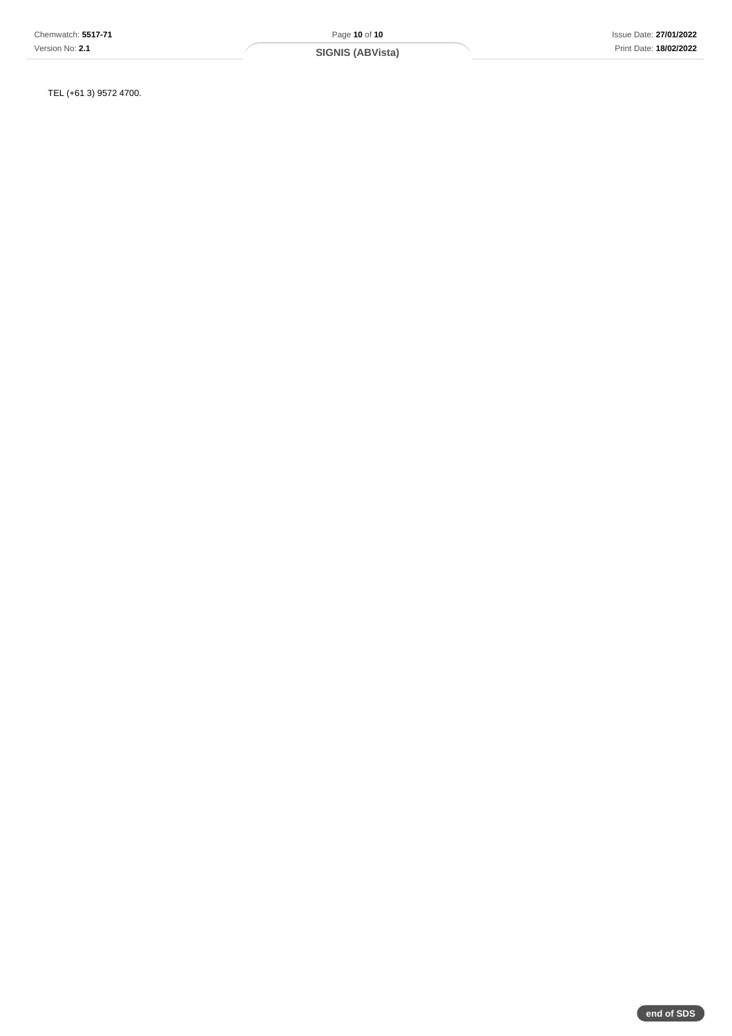TEL (+61 3) 9572 4700.

**end of SDS**